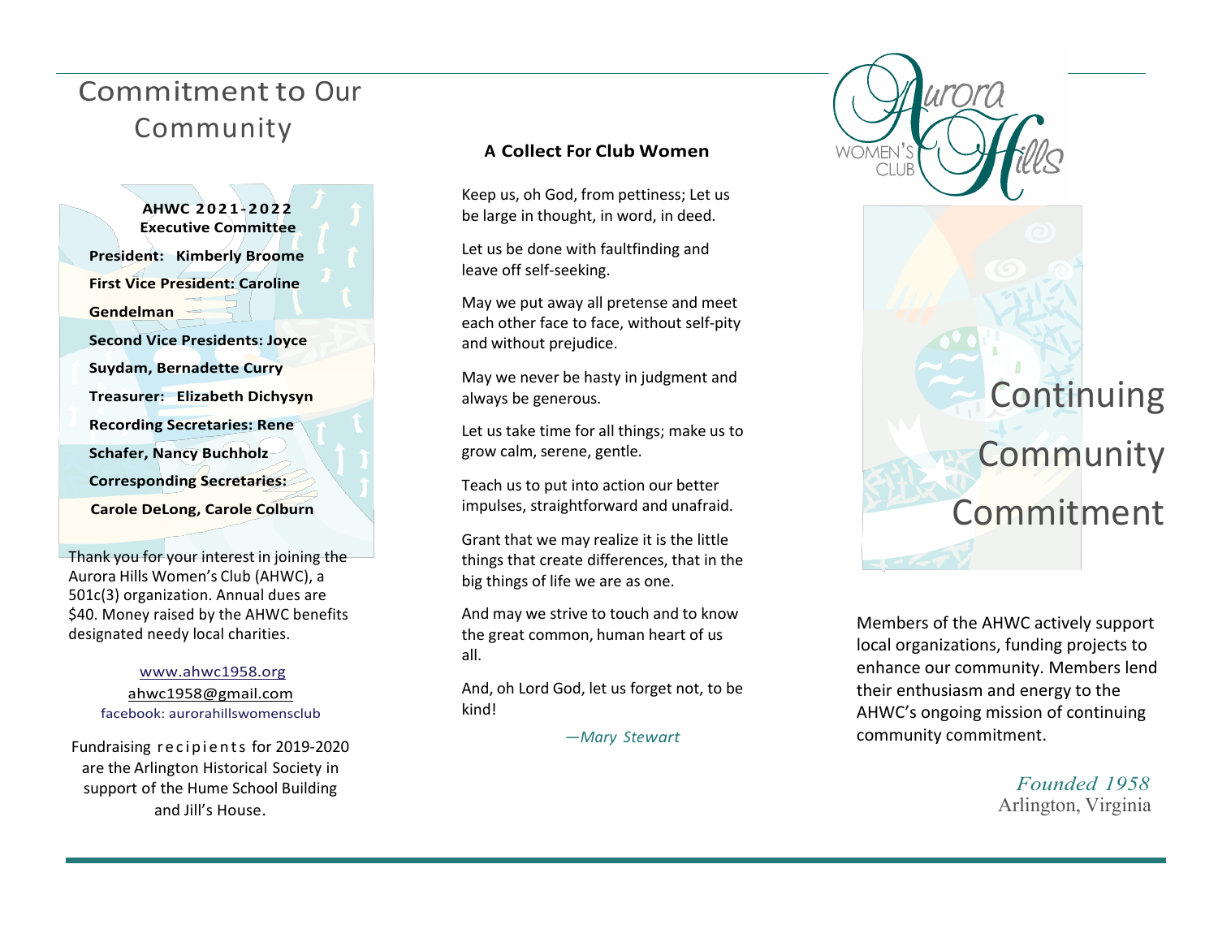# Commitment to Our Community

**AHWC 2021-2022**
**Executive Committee**

**President: Kimberly Broome**

**First Vice President: Caroline Gendelman**

**Second Vice Presidents: Joyce Suydam, Bernadette Curry**

**Treasurer: Elizabeth Dichysyn**

**Recording Secretaries: Rene Schafer, Nancy Buchholz**

**Corresponding Secretaries: Carole DeLong, Carole Colburn**

Thank you for your interest in joining the Aurora Hills Women's Club (AHWC), a 501c(3) organization. Annual dues are $40. Money raised by the AHWC benefits designated needy local charities.

www.ahwc1958.org
ahwc1958@gmail.com
facebook: aurorahillswomensclub

Fundraising recipients for 2019-2020 are the Arlington Historical Society in support of the Hume School Building and Jill's House.

## A Collect For Club Women

Keep us, oh God, from pettiness; Let us be large in thought, in word, in deed.

Let us be done with faultfinding and leave off self-seeking.

May we put away all pretense and meet each other face to face, without self-pity and without prejudice.

May we never be hasty in judgment and always be generous.

Let us take time for all things; make us to grow calm, serene, gentle.

Teach us to put into action our better impulses, straightforward and unafraid.

Grant that we may realize it is the little things that create differences, that in the big things of life we are as one.

And may we strive to touch and to know the great common, human heart of us all.

And, oh Lord God, let us forget not, to be kind!

*—Mary Stewart*

Aurora Hills WOMEN'S CLUB

# Continuing Community Commitment

Members of the AHWC actively support local organizations, funding projects to enhance our community. Members lend their enthusiasm and energy to the AHWC's ongoing mission of continuing community commitment.

*Founded 1958*
Arlington, Virginia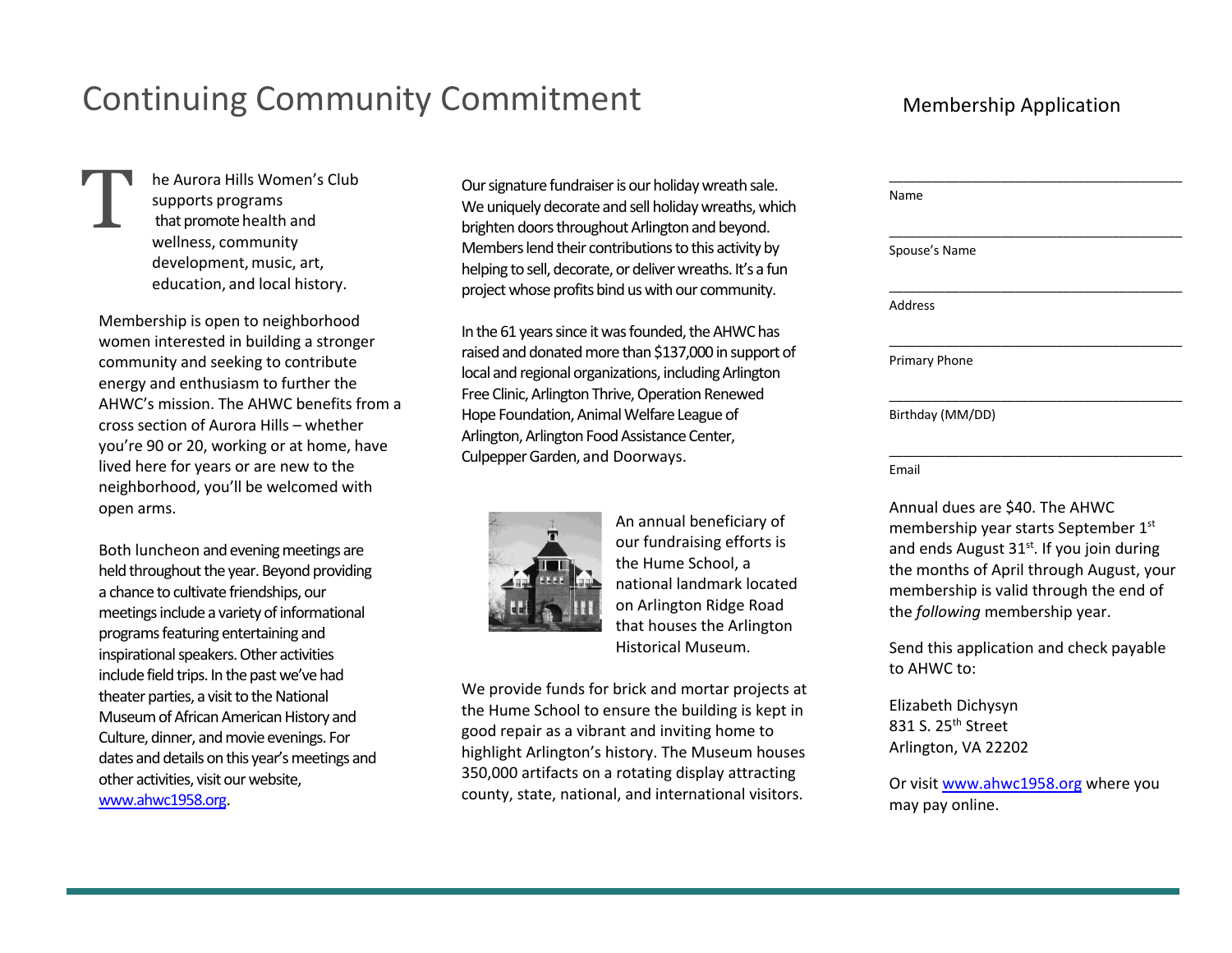# Continuing Community Commitment

The Aurora Hills Women's Club supports programs that promote health and wellness, community development, music, art, education, and local history.

Membership is open to neighborhood women interested in building a stronger community and seeking to contribute energy and enthusiasm to further the AHWC's mission. The AHWC benefits from a cross section of Aurora Hills – whether you're 90 or 20, working or at home, have lived here for years or are new to the neighborhood, you'll be welcomed with open arms.

Both luncheon and evening meetings are held throughout the year. Beyond providing a chance to cultivate friendships, our meetings include a variety of informational programs featuring entertaining and inspirational speakers. Other activities include field trips. In the past we've had theater parties, a visit to the National Museum of African American History and Culture, dinner, and movie evenings. For dates and details on this year's meetings and other activities, visit our website, www.ahwc1958.org.

Our signature fundraiser is our holiday wreath sale. We uniquely decorate and sell holiday wreaths, which brighten doors throughout Arlington and beyond. Members lend their contributions to this activity by helping to sell, decorate, or deliver wreaths. It's a fun project whose profits bind us with our community.

In the 61 years since it was founded, the AHWC has raised and donated more than $137,000 in support of local and regional organizations, including Arlington Free Clinic, Arlington Thrive, Operation Renewed Hope Foundation, Animal Welfare League of Arlington, Arlington Food Assistance Center, Culpepper Garden, and Doorways.

An annual beneficiary of our fundraising efforts is the Hume School, a national landmark located on Arlington Ridge Road that houses the Arlington Historical Museum.

We provide funds for brick and mortar projects at the Hume School to ensure the building is kept in good repair as a vibrant and inviting home to highlight Arlington's history. The Museum houses 350,000 artifacts on a rotating display attracting county, state, national, and international visitors.

## Membership Application

\_\_\_\_\_\_\_\_\_\_\_\_\_\_\_\_\_\_\_\_\_\_\_\_\_\_\_\_\_\_\_\_\_\_\_\_
Name

\_\_\_\_\_\_\_\_\_\_\_\_\_\_\_\_\_\_\_\_\_\_\_\_\_\_\_\_\_\_\_\_\_\_\_\_
Spouse's Name

\_\_\_\_\_\_\_\_\_\_\_\_\_\_\_\_\_\_\_\_\_\_\_\_\_\_\_\_\_\_\_\_\_\_\_\_
Address

\_\_\_\_\_\_\_\_\_\_\_\_\_\_\_\_\_\_\_\_\_\_\_\_\_\_\_\_\_\_\_\_\_\_\_\_
Primary Phone

\_\_\_\_\_\_\_\_\_\_\_\_\_\_\_\_\_\_\_\_\_\_\_\_\_\_\_\_\_\_\_\_\_\_\_\_
Birthday (MM/DD)

\_\_\_\_\_\_\_\_\_\_\_\_\_\_\_\_\_\_\_\_\_\_\_\_\_\_\_\_\_\_\_\_\_\_\_\_
Email

Annual dues are $40. The AHWC membership year starts September 1st and ends August 31st. If you join during the months of April through August, your membership is valid through the end of the *following* membership year.

Send this application and check payable to AHWC to:

Elizabeth Dichysyn
831 S. 25th Street
Arlington, VA 22202

Or visit www.ahwc1958.org where you may pay online.